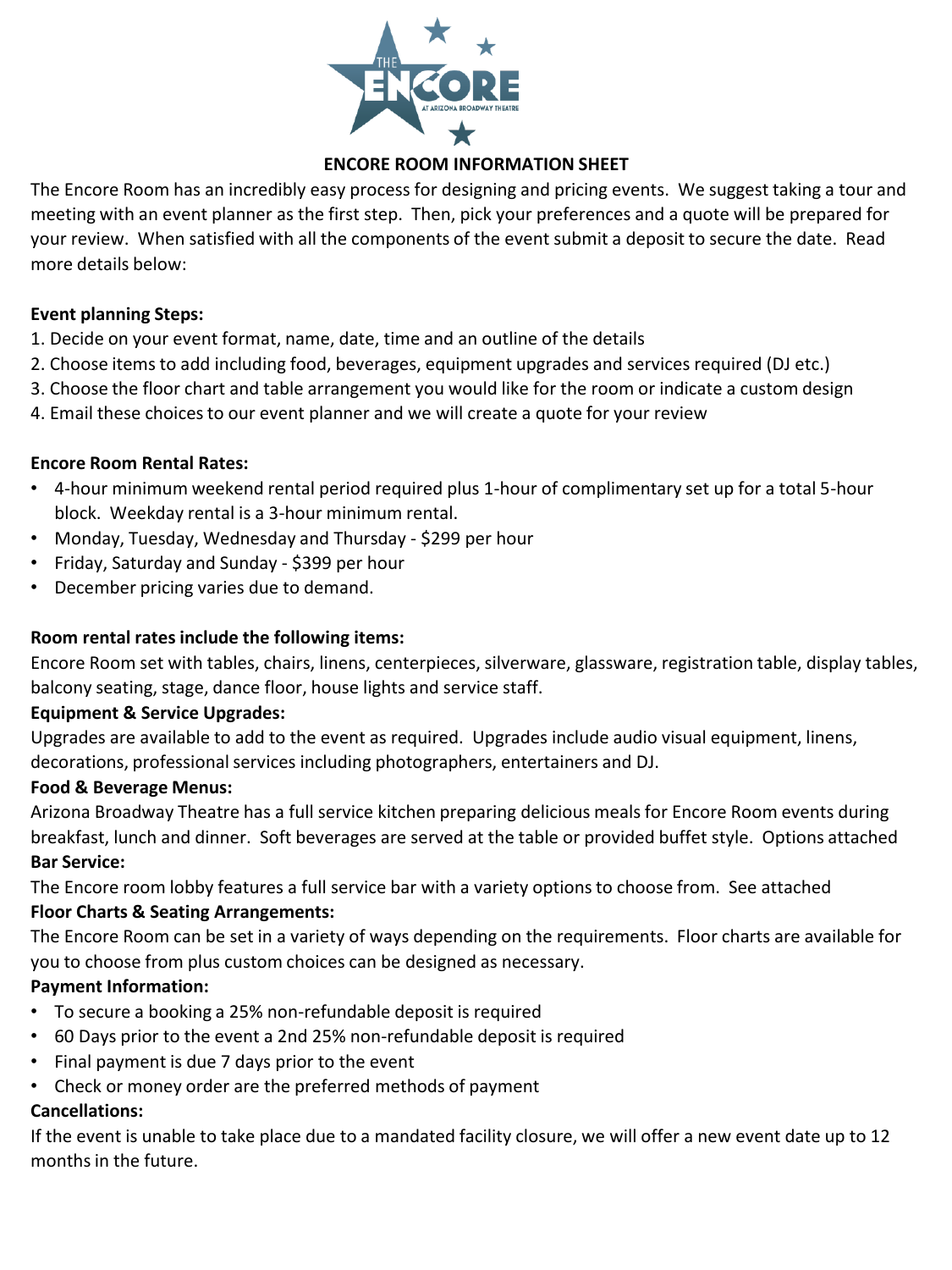# ENCORE ROOM INFORMATION SHEET

The Encore Room has an incredibly easy process for designing and pricing events. We suggest taking a tour and meeting with an event planner as the first step. Then, pick your preferences and a quote will be prepared for your review. When satisfied with all the components of the event submit a deposit to secure the date. Read more details below:

**Event planning Steps:**

1. Decide on your event format, name, date, time and an outline of the details
2. Choose items to add including food, beverages, equipment upgrades and services required (DJ etc.)
3. Choose the floor chart and table arrangement you would like for the room or indicate a custom design
4. Email these choices to our event planner and we will create a quote for your review

**Encore Room Rental Rates:**

- 4-hour minimum weekend rental period required plus 1-hour of complimentary set up for a total 5-hour block. Weekday rental is a 3-hour minimum rental.
- Monday, Tuesday, Wednesday and Thursday - $299 per hour
- Friday, Saturday and Sunday - $399 per hour
- December pricing varies due to demand.

**Room rental rates include the following items:**

Encore Room set with tables, chairs, linens, centerpieces, silverware, glassware, registration table, display tables, balcony seating, stage, dance floor, house lights and service staff.

**Equipment & Service Upgrades:**

Upgrades are available to add to the event as required. Upgrades include audio visual equipment, linens, decorations, professional services including photographers, entertainers and DJ.

**Food & Beverage Menus:**

Arizona Broadway Theatre has a full service kitchen preparing delicious meals for Encore Room events during breakfast, lunch and dinner. Soft beverages are served at the table or provided buffet style. Options attached

**Bar Service:**

The Encore room lobby features a full service bar with a variety options to choose from. See attached

**Floor Charts & Seating Arrangements:**

The Encore Room can be set in a variety of ways depending on the requirements. Floor charts are available for you to choose from plus custom choices can be designed as necessary.

**Payment Information:**

- To secure a booking a 25% non-refundable deposit is required
- 60 Days prior to the event a 2nd 25% non-refundable deposit is required
- Final payment is due 7 days prior to the event
- Check or money order are the preferred methods of payment

**Cancellations:**

If the event is unable to take place due to a mandated facility closure, we will offer a new event date up to 12 months in the future.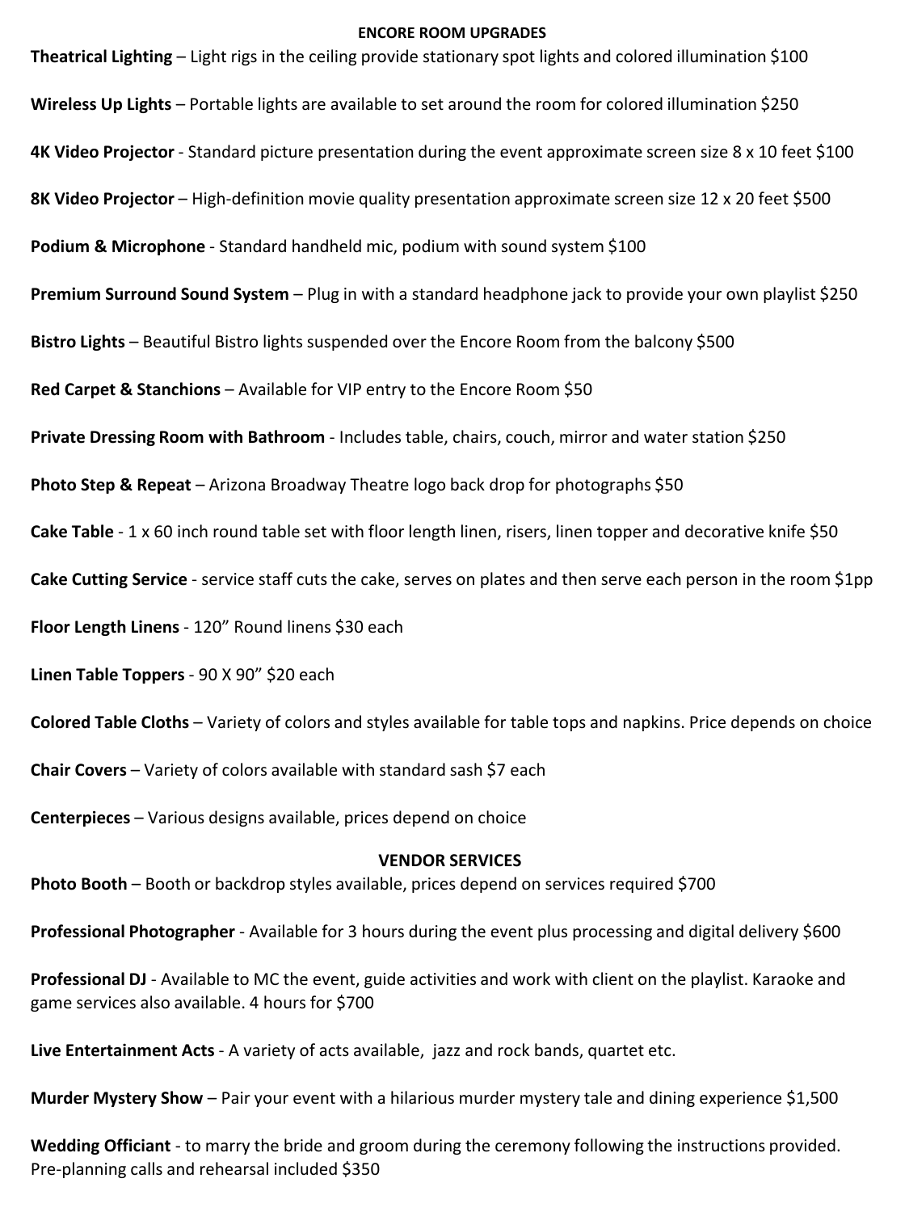## ENCORE ROOM UPGRADES

**Theatrical Lighting** – Light rigs in the ceiling provide stationary spot lights and colored illumination $100

**Wireless Up Lights** – Portable lights are available to set around the room for colored illumination $250

**4K Video Projector** - Standard picture presentation during the event approximate screen size 8 x 10 feet $100

**8K Video Projector** – High-definition movie quality presentation approximate screen size 12 x 20 feet $500

**Podium & Microphone** - Standard handheld mic, podium with sound system $100

**Premium Surround Sound System** – Plug in with a standard headphone jack to provide your own playlist $250

**Bistro Lights** – Beautiful Bistro lights suspended over the Encore Room from the balcony $500

**Red Carpet & Stanchions** – Available for VIP entry to the Encore Room $50

**Private Dressing Room with Bathroom** - Includes table, chairs, couch, mirror and water station $250

**Photo Step & Repeat** – Arizona Broadway Theatre logo back drop for photographs $50

**Cake Table** - 1 x 60 inch round table set with floor length linen, risers, linen topper and decorative knife $50

**Cake Cutting Service** - service staff cuts the cake, serves on plates and then serve each person in the room $1pp

**Floor Length Linens** - 120" Round linens $30 each

**Linen Table Toppers** - 90 X 90" $20 each

**Colored Table Cloths** – Variety of colors and styles available for table tops and napkins. Price depends on choice

**Chair Covers** – Variety of colors available with standard sash $7 each

**Centerpieces** – Various designs available, prices depend on choice

## VENDOR SERVICES

**Photo Booth** – Booth or backdrop styles available, prices depend on services required $700

**Professional Photographer** - Available for 3 hours during the event plus processing and digital delivery $600

**Professional DJ** - Available to MC the event, guide activities and work with client on the playlist. Karaoke and game services also available. 4 hours for $700

**Live Entertainment Acts** - A variety of acts available, jazz and rock bands, quartet etc.

**Murder Mystery Show** – Pair your event with a hilarious murder mystery tale and dining experience $1,500

**Wedding Officiant** - to marry the bride and groom during the ceremony following the instructions provided. Pre-planning calls and rehearsal included $350